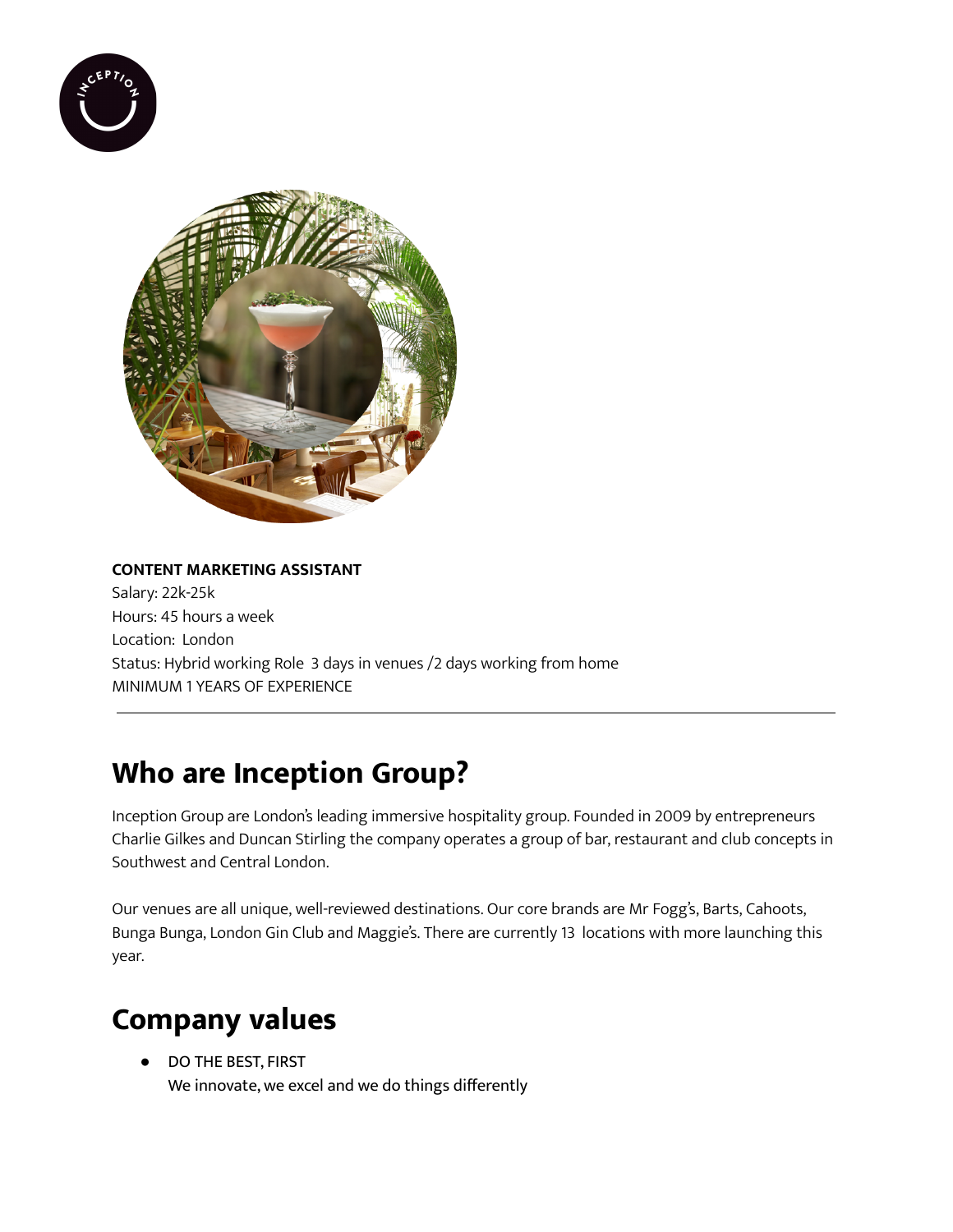**CONTENT MARKETING ASSISTANT**
Salary: 22k-25k
Hours: 45 hours a week
Location: London
Status: Hybrid working Role 3 days in venues /2 days working from home
MINIMUM 1 YEARS OF EXPERIENCE

---

# Who are Inception Group?

Inception Group are London's leading immersive hospitality group. Founded in 2009 by entrepreneurs Charlie Gilkes and Duncan Stirling the company operates a group of bar, restaurant and club concepts in Southwest and Central London.

Our venues are all unique, well-reviewed destinations. Our core brands are Mr Fogg's, Barts, Cahoots, Bunga Bunga, London Gin Club and Maggie's. There are currently 13 locations with more launching this year.

# Company values

- DO THE BEST, FIRST
  We innovate, we excel and we do things differently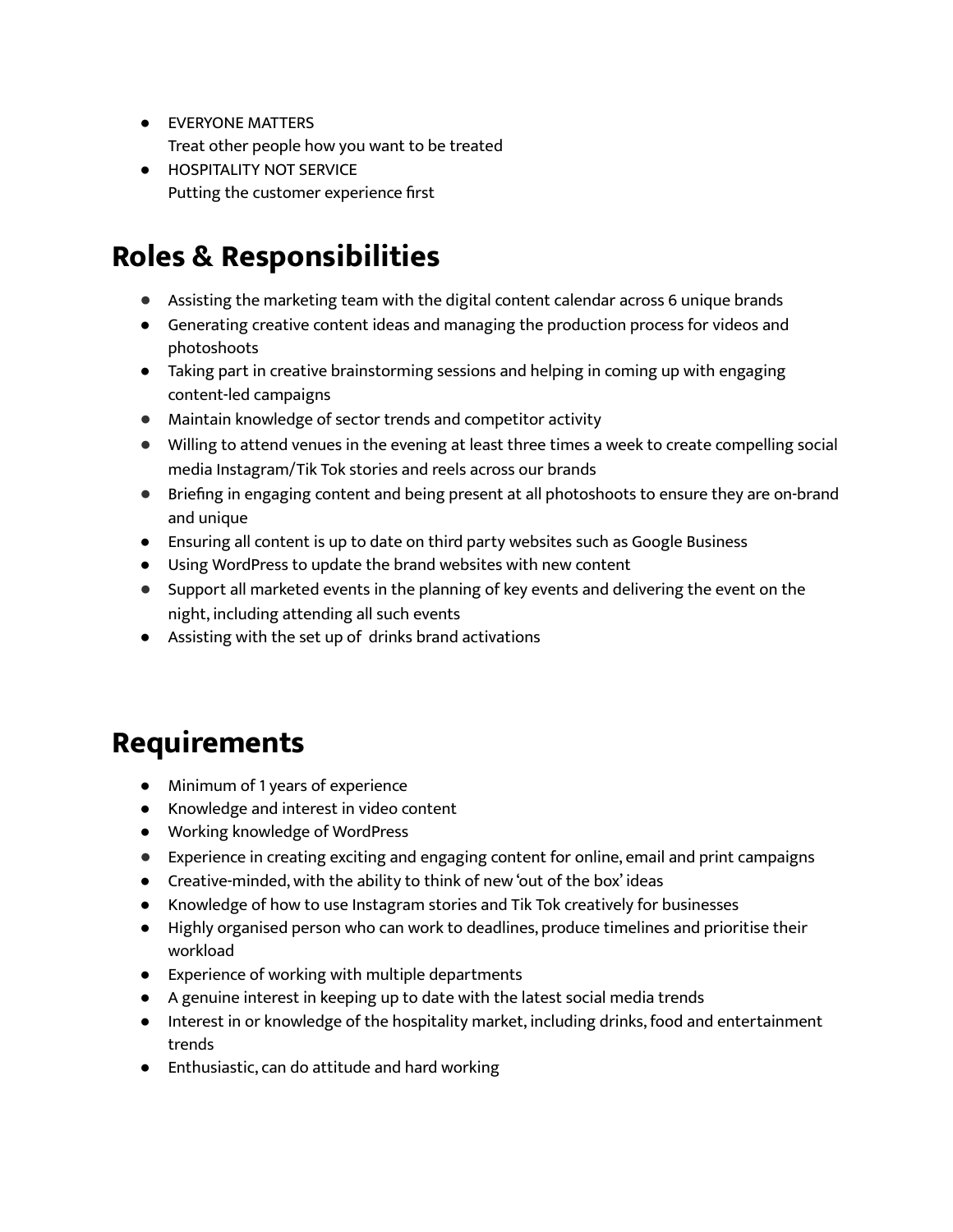- EVERYONE MATTERS
  Treat other people how you want to be treated
- HOSPITALITY NOT SERVICE
  Putting the customer experience first

## Roles & Responsibilities

- Assisting the marketing team with the digital content calendar across 6 unique brands
- Generating creative content ideas and managing the production process for videos and photoshoots
- Taking part in creative brainstorming sessions and helping in coming up with engaging content-led campaigns
- Maintain knowledge of sector trends and competitor activity
- Willing to attend venues in the evening at least three times a week to create compelling social media Instagram/Tik Tok stories and reels across our brands
- Briefing in engaging content and being present at all photoshoots to ensure they are on-brand and unique
- Ensuring all content is up to date on third party websites such as Google Business
- Using WordPress to update the brand websites with new content
- Support all marketed events in the planning of key events and delivering the event on the night, including attending all such events
- Assisting with the set up of drinks brand activations

## Requirements

- Minimum of 1 years of experience
- Knowledge and interest in video content
- Working knowledge of WordPress
- Experience in creating exciting and engaging content for online, email and print campaigns
- Creative-minded, with the ability to think of new 'out of the box' ideas
- Knowledge of how to use Instagram stories and Tik Tok creatively for businesses
- Highly organised person who can work to deadlines, produce timelines and prioritise their workload
- Experience of working with multiple departments
- A genuine interest in keeping up to date with the latest social media trends
- Interest in or knowledge of the hospitality market, including drinks, food and entertainment trends
- Enthusiastic, can do attitude and hard working